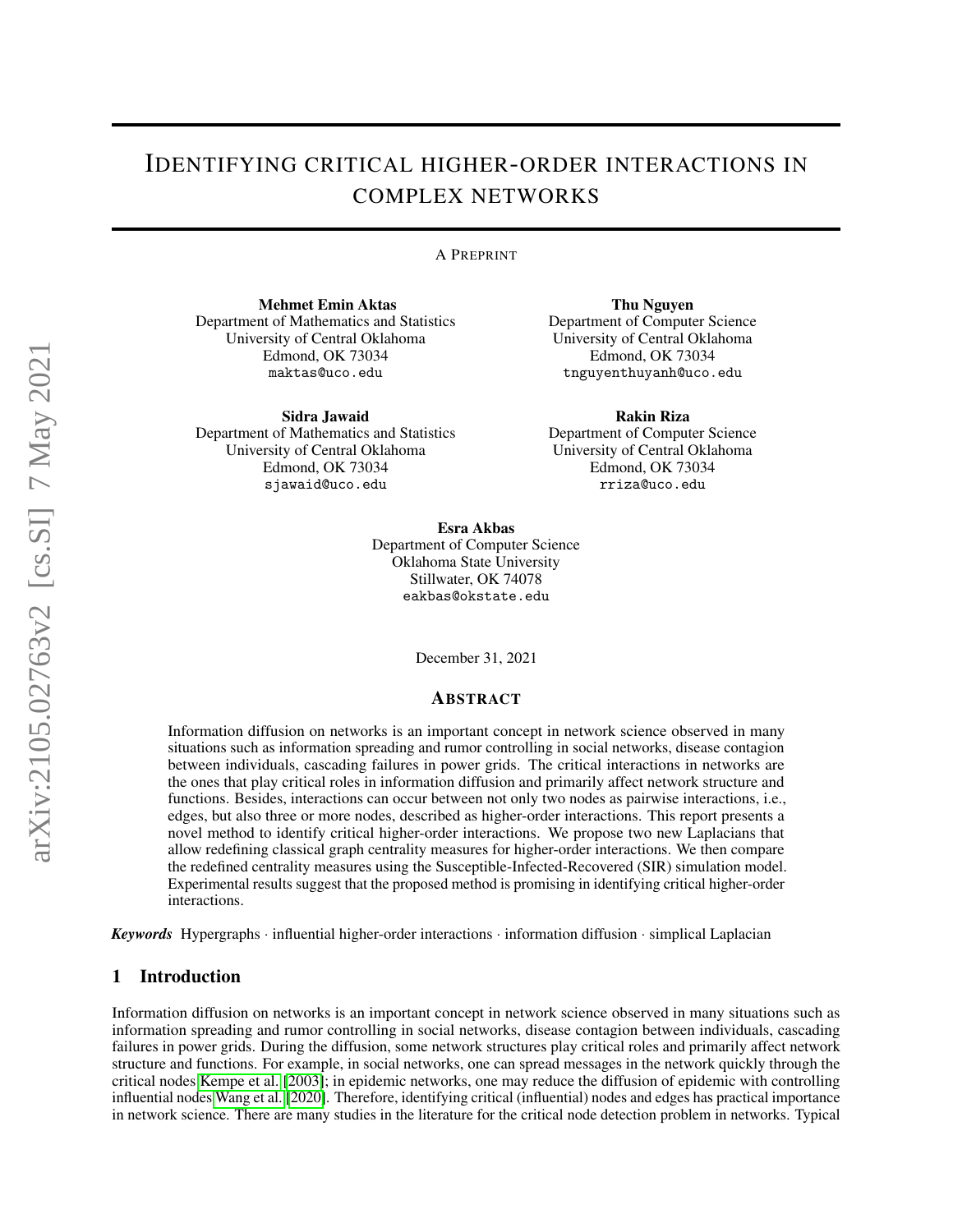# Identifying critical higher-order interactions in complex networks

A Preprint

**Mehmet Emin Aktas**
Department of Mathematics and Statistics
University of Central Oklahoma
Edmond, OK 73034
maktas@uco.edu

**Thu Nguyen**
Department of Computer Science
University of Central Oklahoma
Edmond, OK 73034
tnguyenthuyanh@uco.edu

**Sidra Jawaid**
Department of Mathematics and Statistics
University of Central Oklahoma
Edmond, OK 73034
sjawaid@uco.edu

**Rakin Riza**
Department of Computer Science
University of Central Oklahoma
Edmond, OK 73034
rriza@uco.edu

**Esra Akbas**
Department of Computer Science
Oklahoma State University
Stillwater, OK 74078
eakbas@okstate.edu

December 31, 2021

## Abstract

Information diffusion on networks is an important concept in network science observed in many situations such as information spreading and rumor controlling in social networks, disease contagion between individuals, cascading failures in power grids. The critical interactions in networks are the ones that play critical roles in information diffusion and primarily affect network structure and functions. Besides, interactions can occur between not only two nodes as pairwise interactions, i.e., edges, but also three or more nodes, described as higher-order interactions. This report presents a novel method to identify critical higher-order interactions. We propose two new Laplacians that allow redefining classical graph centrality measures for higher-order interactions. We then compare the redefined centrality measures using the Susceptible-Infected-Recovered (SIR) simulation model. Experimental results suggest that the proposed method is promising in identifying critical higher-order interactions.

***Keywords*** Hypergraphs · influential higher-order interactions · information diffusion · simplical Laplacian

## 1 Introduction

Information diffusion on networks is an important concept in network science observed in many situations such as information spreading and rumor controlling in social networks, disease contagion between individuals, cascading failures in power grids. During the diffusion, some network structures play critical roles and primarily affect network structure and functions. For example, in social networks, one can spread messages in the network quickly through the critical nodes Kempe et al. [2003]; in epidemic networks, one may reduce the diffusion of epidemic with controlling influential nodes Wang et al. [2020]. Therefore, identifying critical (influential) nodes and edges has practical importance in network science. There are many studies in the literature for the critical node detection problem in networks. Typical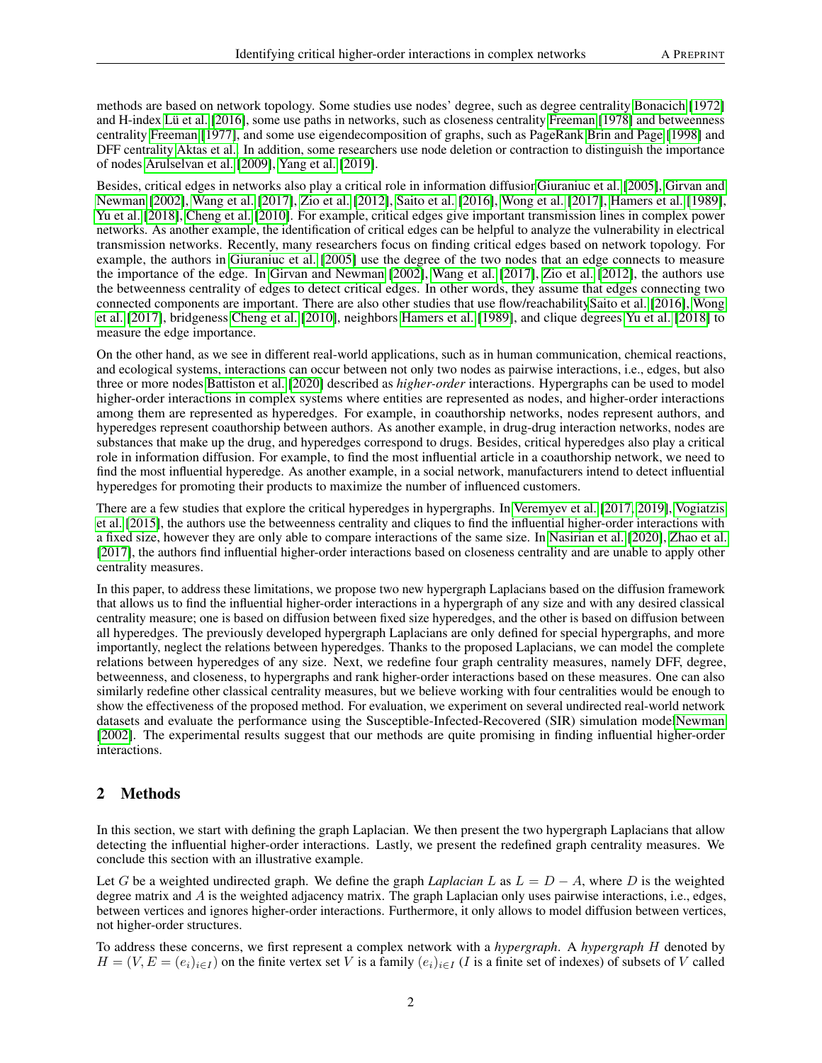methods are based on network topology. Some studies use nodes' degree, such as degree centrality Bonacich [1972] and H-index Lü et al. [2016], some use paths in networks, such as closeness centrality Freeman [1978] and betweenness centrality Freeman [1977], and some use eigendecomposition of graphs, such as PageRank Brin and Page [1998] and DFF centrality Aktas et al.. In addition, some researchers use node deletion or contraction to distinguish the importance of nodes Arulselvan et al. [2009], Yang et al. [2019].

Besides, critical edges in networks also play a critical role in information diffusion Giuraniuc et al. [2005], Girvan and Newman [2002], Wang et al. [2017], Zio et al. [2012], Saito et al. [2016], Wong et al. [2017], Hamers et al. [1989], Yu et al. [2018], Cheng et al. [2010]. For example, critical edges give important transmission lines in complex power networks. As another example, the identification of critical edges can be helpful to analyze the vulnerability in electrical transmission networks. Recently, many researchers focus on finding critical edges based on network topology. For example, the authors in Giuraniuc et al. [2005] use the degree of the two nodes that an edge connects to measure the importance of the edge. In Girvan and Newman [2002], Wang et al. [2017], Zio et al. [2012], the authors use the betweenness centrality of edges to detect critical edges. In other words, they assume that edges connecting two connected components are important. There are also other studies that use flow/reachability Saito et al. [2016], Wong et al. [2017], bridgeness Cheng et al. [2010], neighbors Hamers et al. [1989], and clique degrees Yu et al. [2018] to measure the edge importance.

On the other hand, as we see in different real-world applications, such as in human communication, chemical reactions, and ecological systems, interactions can occur between not only two nodes as pairwise interactions, i.e., edges, but also three or more nodes Battiston et al. [2020] described as *higher-order* interactions. Hypergraphs can be used to model higher-order interactions in complex systems where entities are represented as nodes, and higher-order interactions among them are represented as hyperedges. For example, in coauthorship networks, nodes represent authors, and hyperedges represent coauthorship between authors. As another example, in drug-drug interaction networks, nodes are substances that make up the drug, and hyperedges correspond to drugs. Besides, critical hyperedges also play a critical role in information diffusion. For example, to find the most influential article in a coauthorship network, we need to find the most influential hyperedge. As another example, in a social network, manufacturers intend to detect influential hyperedges for promoting their products to maximize the number of influenced customers.

There are a few studies that explore the critical hyperedges in hypergraphs. In Veremyev et al. [2017, 2019], Vogiatzis et al. [2015], the authors use the betweenness centrality and cliques to find the influential higher-order interactions with a fixed size, however they are only able to compare interactions of the same size. In Nasirian et al. [2020], Zhao et al. [2017], the authors find influential higher-order interactions based on closeness centrality and are unable to apply other centrality measures.

In this paper, to address these limitations, we propose two new hypergraph Laplacians based on the diffusion framework that allows us to find the influential higher-order interactions in a hypergraph of any size and with any desired classical centrality measure; one is based on diffusion between fixed size hyperedges, and the other is based on diffusion between all hyperedges. The previously developed hypergraph Laplacians are only defined for special hypergraphs, and more importantly, neglect the relations between hyperedges. Thanks to the proposed Laplacians, we can model the complete relations between hyperedges of any size. Next, we redefine four graph centrality measures, namely DFF, degree, betweenness, and closeness, to hypergraphs and rank higher-order interactions based on these measures. One can also similarly redefine other classical centrality measures, but we believe working with four centralities would be enough to show the effectiveness of the proposed method. For evaluation, we experiment on several undirected real-world network datasets and evaluate the performance using the Susceptible-Infected-Recovered (SIR) simulation model Newman [2002]. The experimental results suggest that our methods are quite promising in finding influential higher-order interactions.

## 2 Methods

In this section, we start with defining the graph Laplacian. We then present the two hypergraph Laplacians that allow detecting the influential higher-order interactions. Lastly, we present the redefined graph centrality measures. We conclude this section with an illustrative example.

Let $G$ be a weighted undirected graph. We define the graph *Laplacian* $L$ as $L = D - A$, where $D$ is the weighted degree matrix and $A$ is the weighted adjacency matrix. The graph Laplacian only uses pairwise interactions, i.e., edges, between vertices and ignores higher-order interactions. Furthermore, it only allows to model diffusion between vertices, not higher-order structures.

To address these concerns, we first represent a complex network with a *hypergraph*. A *hypergraph* $H$ denoted by $H = (V, E = (e_i)_{i \in I})$ on the finite vertex set $V$ is a family $(e_i)_{i \in I}$ ($I$ is a finite set of indexes) of subsets of $V$ called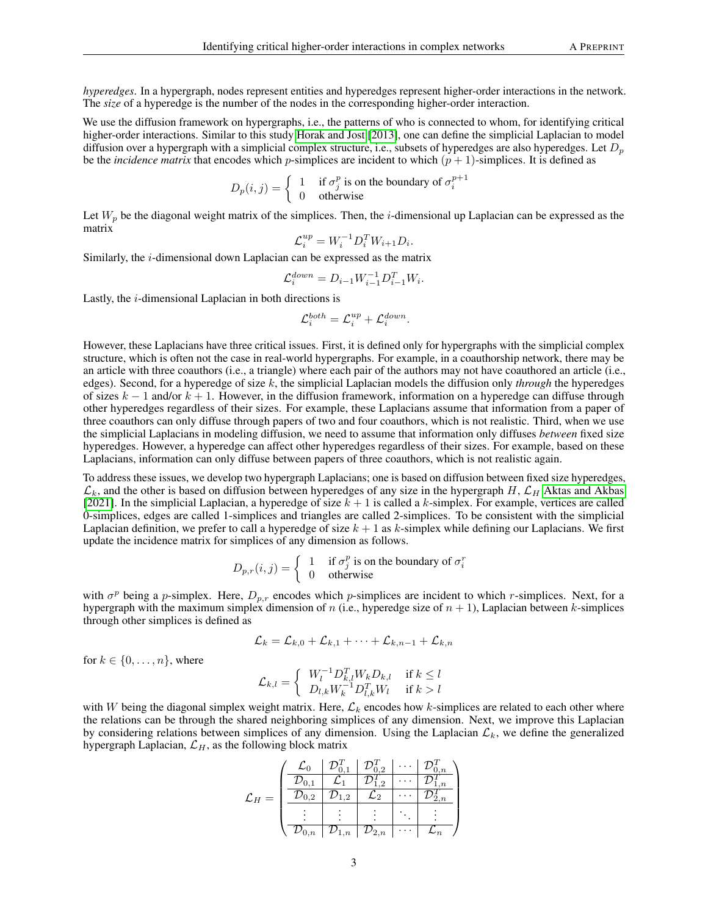*hyperedges*. In a hypergraph, nodes represent entities and hyperedges represent higher-order interactions in the network. The *size* of a hyperedge is the number of the nodes in the corresponding higher-order interaction.

We use the diffusion framework on hypergraphs, i.e., the patterns of who is connected to whom, for identifying critical higher-order interactions. Similar to this study Horak and Jost [2013], one can define the simplicial Laplacian to model diffusion over a hypergraph with a simplicial complex structure, i.e., subsets of hyperedges are also hyperedges. Let $D_p$ be the *incidence matrix* that encodes which $p$-simplices are incident to which $(p+1)$-simplices. It is defined as

$$D_p(i,j) = \begin{cases} 1 & \text{if } \sigma_j^p \text{ is on the boundary of } \sigma_i^{p+1} \\ 0 & \text{otherwise} \end{cases}$$

Let $W_p$ be the diagonal weight matrix of the simplices. Then, the $i$-dimensional up Laplacian can be expressed as the matrix

$$\mathcal{L}_i^{up} = W_i^{-1} D_i^T W_{i+1} D_i.$$

Similarly, the $i$-dimensional down Laplacian can be expressed as the matrix

$$\mathcal{L}_i^{down} = D_{i-1} W_{i-1}^{-1} D_{i-1}^T W_i.$$

Lastly, the $i$-dimensional Laplacian in both directions is

$$\mathcal{L}_i^{both} = \mathcal{L}_i^{up} + \mathcal{L}_i^{down}.$$

However, these Laplacians have three critical issues. First, it is defined only for hypergraphs with the simplicial complex structure, which is often not the case in real-world hypergraphs. For example, in a coauthorship network, there may be an article with three coauthors (i.e., a triangle) where each pair of the authors may not have coauthored an article (i.e., edges). Second, for a hyperedge of size $k$, the simplicial Laplacian models the diffusion only *through* the hyperedges of sizes $k-1$ and/or $k+1$. However, in the diffusion framework, information on a hyperedge can diffuse through other hyperedges regardless of their sizes. For example, these Laplacians assume that information from a paper of three coauthors can only diffuse through papers of two and four coauthors, which is not realistic. Third, when we use the simplicial Laplacians in modeling diffusion, we need to assume that information only diffuses *between* fixed size hyperedges. However, a hyperedge can affect other hyperedges regardless of their sizes. For example, based on these Laplacians, information can only diffuse between papers of three coauthors, which is not realistic again.

To address these issues, we develop two hypergraph Laplacians; one is based on diffusion between fixed size hyperedges, $\mathcal{L}_k$, and the other is based on diffusion between hyperedges of any size in the hypergraph $H$, $\mathcal{L}_H$ Aktas and Akbas [2021]. In the simplicial Laplacian, a hyperedge of size $k+1$ is called a $k$-simplex. For example, vertices are called 0-simplices, edges are called 1-simplices and triangles are called 2-simplices. To be consistent with the simplicial Laplacian definition, we prefer to call a hyperedge of size $k+1$ as $k$-simplex while defining our Laplacians. We first update the incidence matrix for simplices of any dimension as follows.

$$D_{p,r}(i,j) = \begin{cases} 1 & \text{if } \sigma_j^p \text{ is on the boundary of } \sigma_i^r \\ 0 & \text{otherwise} \end{cases}$$

with $\sigma^p$ being a $p$-simplex. Here, $D_{p,r}$ encodes which $p$-simplices are incident to which $r$-simplices. Next, for a hypergraph with the maximum simplex dimension of $n$ (i.e., hyperedge size of $n+1$), Laplacian between $k$-simplices through other simplices is defined as

$$\mathcal{L}_k = \mathcal{L}_{k,0} + \mathcal{L}_{k,1} + \cdots + \mathcal{L}_{k,n-1} + \mathcal{L}_{k,n}$$

for $k \in \{0, \ldots, n\}$, where

$$\mathcal{L}_{k,l} = \begin{cases} W_l^{-1} D_{k,l}^T W_k D_{k,l} & \text{if } k \leq l \\ D_{l,k} W_k^{-1} D_{l,k}^T W_l & \text{if } k > l \end{cases}$$

with $W$ being the diagonal simplex weight matrix. Here, $\mathcal{L}_k$ encodes how $k$-simplices are related to each other where the relations can be through the shared neighboring simplices of any dimension. Next, we improve this Laplacian by considering relations between simplices of any dimension. Using the Laplacian $\mathcal{L}_k$, we define the generalized hypergraph Laplacian, $\mathcal{L}_H$, as the following block matrix

$$\mathcal{L}_H = \left( \begin{array}{c|c|c|c|c} \mathcal{L}_0 & \mathcal{D}_{0,1}^T & \mathcal{D}_{0,2}^T & \cdots & \mathcal{D}_{0,n}^T \\ \hline \mathcal{D}_{0,1} & \mathcal{L}_1 & \mathcal{D}_{1,2}^T & \cdots & \mathcal{D}_{1,n}^T \\ \hline \mathcal{D}_{0,2} & \mathcal{D}_{1,2} & \mathcal{L}_2 & \cdots & \mathcal{D}_{2,n}^T \\ \hline \vdots & \vdots & \vdots & \ddots & \vdots \\ \hline \mathcal{D}_{0,n} & \mathcal{D}_{1,n} & \mathcal{D}_{2,n} & \cdots & \mathcal{L}_n \end{array} \right)$$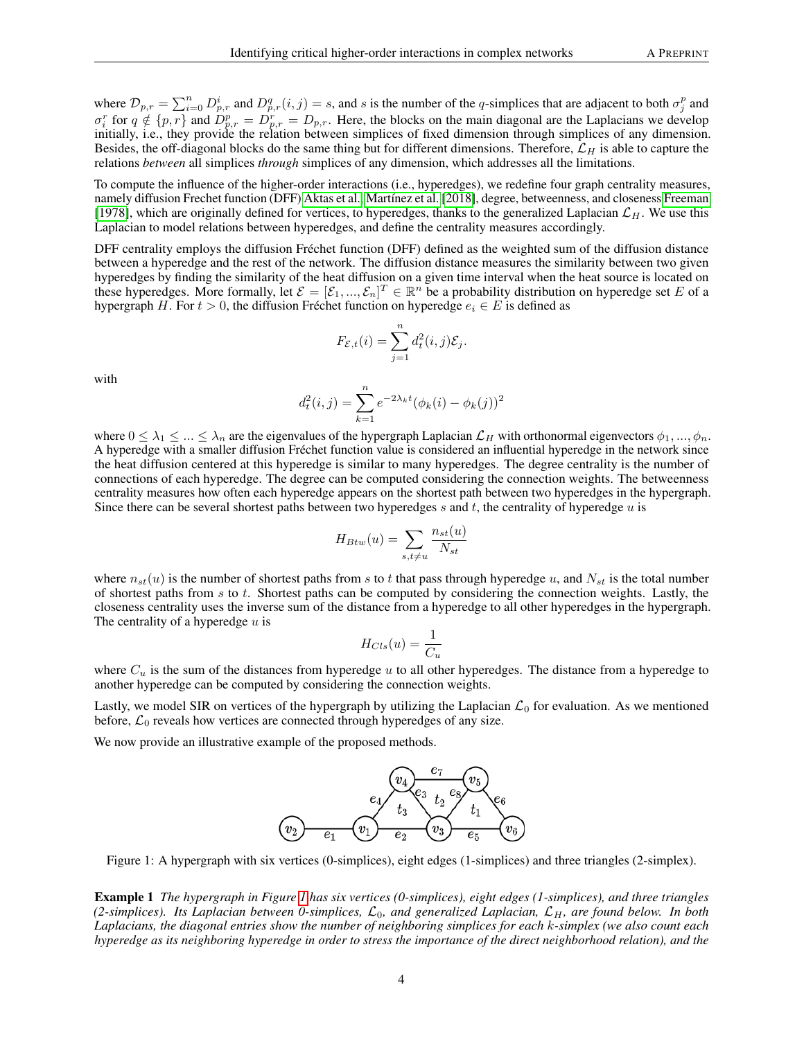where $\mathcal{D}_{p,r} = \sum_{i=0}^{n} D^i_{p,r}$ and $D^q_{p,r}(i,j) = s$, and $s$ is the number of the $q$-simplices that are adjacent to both $\sigma^p_j$ and $\sigma^r_i$ for $q \notin \{p, r\}$ and $D^p_{p,r} = D^r_{p,r} = D_{p,r}$. Here, the blocks on the main diagonal are the Laplacians we develop initially, i.e., they provide the relation between simplices of fixed dimension through simplices of any dimension. Besides, the off-diagonal blocks do the same thing but for different dimensions. Therefore, $\mathcal{L}_H$ is able to capture the relations *between* all simplices *through* simplices of any dimension, which addresses all the limitations.

To compute the influence of the higher-order interactions (i.e., hyperedges), we redefine four graph centrality measures, namely diffusion Frechet function (DFF) Aktas et al., Martínez et al. [2018], degree, betweenness, and closeness Freeman [1978], which are originally defined for vertices, to hyperedges, thanks to the generalized Laplacian $\mathcal{L}_H$. We use this Laplacian to model relations between hyperedges, and define the centrality measures accordingly.

DFF centrality employs the diffusion Fréchet function (DFF) defined as the weighted sum of the diffusion distance between a hyperedge and the rest of the network. The diffusion distance measures the similarity between two given hyperedges by finding the similarity of the heat diffusion on a given time interval when the heat source is located on these hyperedges. More formally, let $\mathcal{E} = [\mathcal{E}_1, ..., \mathcal{E}_n]^T \in \mathbb{R}^n$ be a probability distribution on hyperedge set $E$ of a hypergraph $H$. For $t > 0$, the diffusion Fréchet function on hyperedge $e_i \in E$ is defined as

$$F_{\mathcal{E},t}(i) = \sum_{j=1}^{n} d_t^2(i,j)\mathcal{E}_j.$$

with

$$d_t^2(i,j) = \sum_{k=1}^{n} e^{-2\lambda_k t}(\phi_k(i) - \phi_k(j))^2$$

where $0 \leq \lambda_1 \leq ... \leq \lambda_n$ are the eigenvalues of the hypergraph Laplacian $\mathcal{L}_H$ with orthonormal eigenvectors $\phi_1, ..., \phi_n$. A hyperedge with a smaller diffusion Fréchet function value is considered an influential hyperedge in the network since the heat diffusion centered at this hyperedge is similar to many hyperedges. The degree centrality is the number of connections of each hyperedge. The degree can be computed considering the connection weights. The betweenness centrality measures how often each hyperedge appears on the shortest path between two hyperedges in the hypergraph. Since there can be several shortest paths between two hyperedges $s$ and $t$, the centrality of hyperedge $u$ is

$$H_{Btw}(u) = \sum_{s,t \neq u} \frac{n_{st}(u)}{N_{st}}$$

where $n_{st}(u)$ is the number of shortest paths from $s$ to $t$ that pass through hyperedge $u$, and $N_{st}$ is the total number of shortest paths from $s$ to $t$. Shortest paths can be computed by considering the connection weights. Lastly, the closeness centrality uses the inverse sum of the distance from a hyperedge to all other hyperedges in the hypergraph. The centrality of a hyperedge $u$ is

$$H_{Cls}(u) = \frac{1}{C_u}$$

where $C_u$ is the sum of the distances from hyperedge $u$ to all other hyperedges. The distance from a hyperedge to another hyperedge can be computed by considering the connection weights.

Lastly, we model SIR on vertices of the hypergraph by utilizing the Laplacian $\mathcal{L}_0$ for evaluation. As we mentioned before, $\mathcal{L}_0$ reveals how vertices are connected through hyperedges of any size.

We now provide an illustrative example of the proposed methods.

Figure 1: A hypergraph with six vertices (0-simplices), eight edges (1-simplices) and three triangles (2-simplex).

**Example 1** *The hypergraph in Figure 1 has six vertices (0-simplices), eight edges (1-simplices), and three triangles (2-simplices). Its Laplacian between 0-simplices, $\mathcal{L}_0$, and generalized Laplacian, $\mathcal{L}_H$, are found below. In both Laplacians, the diagonal entries show the number of neighboring simplices for each $k$-simplex (we also count each hyperedge as its neighboring hyperedge in order to stress the importance of the direct neighborhood relation), and the*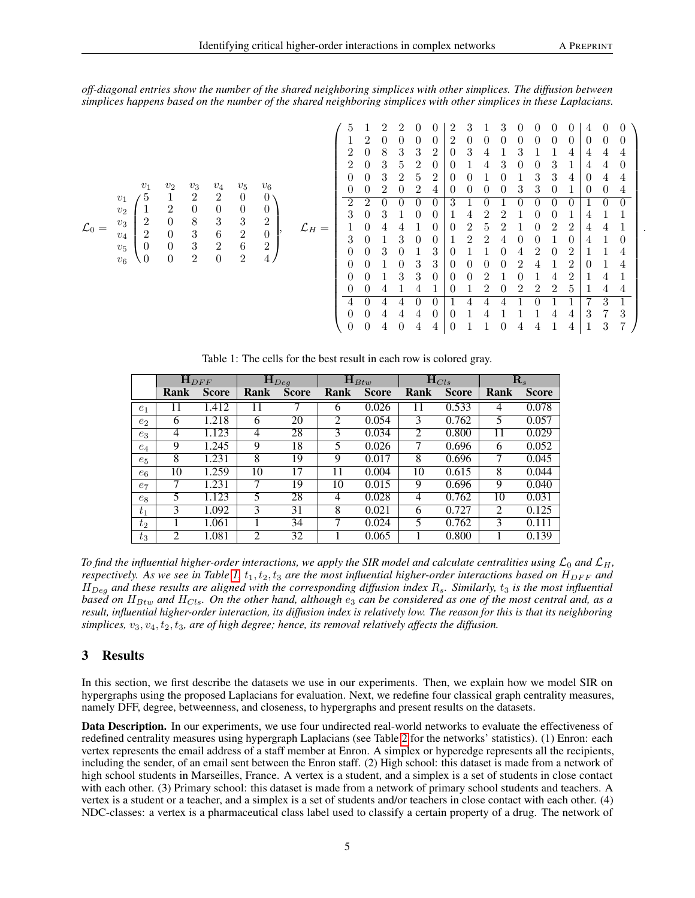*off-diagonal entries show the number of the shared neighboring simplices with other simplices. The diffusion between simplices happens based on the number of the shared neighboring simplices with other simplices in these Laplacians.*

$$
\mathcal{L}_0 = \begin{array}{c} v_1 \\ v_2 \\ v_3 \\ v_4 \\ v_5 \\ v_6 \end{array}
\overset{\begin{array}{cccccc} v_1 & v_2 & v_3 & v_4 & v_5 & v_6 \end{array}}{\begin{pmatrix}
5 & 1 & 2 & 2 & 0 & 0 \\
1 & 2 & 0 & 0 & 0 & 0 \\
2 & 0 & 8 & 3 & 3 & 2 \\
2 & 0 & 3 & 6 & 2 & 0 \\
0 & 0 & 3 & 2 & 6 & 2 \\
0 & 0 & 2 & 0 & 2 & 4
\end{pmatrix}},
\quad
\mathcal{L}_H = \left(\begin{array}{cccccc|cccccccc|ccc}
5 & 1 & 2 & 2 & 0 & 0 & 2 & 3 & 1 & 3 & 0 & 0 & 0 & 0 & 4 & 0 & 0 \\
1 & 2 & 0 & 0 & 0 & 0 & 2 & 0 & 0 & 0 & 0 & 0 & 0 & 0 & 0 & 0 & 0 \\
2 & 0 & 8 & 3 & 3 & 2 & 0 & 3 & 4 & 1 & 3 & 1 & 1 & 4 & 4 & 4 & 4 \\
2 & 0 & 3 & 5 & 2 & 0 & 0 & 1 & 4 & 3 & 0 & 0 & 3 & 1 & 4 & 4 & 0 \\
0 & 0 & 3 & 2 & 5 & 2 & 0 & 0 & 1 & 0 & 1 & 3 & 3 & 4 & 0 & 4 & 4 \\
0 & 0 & 2 & 0 & 2 & 4 & 0 & 0 & 0 & 0 & 3 & 3 & 0 & 1 & 0 & 0 & 4 \\
\hline
2 & 2 & 0 & 0 & 0 & 0 & 3 & 1 & 0 & 1 & 0 & 0 & 0 & 0 & 1 & 0 & 0 \\
3 & 0 & 3 & 1 & 0 & 0 & 1 & 4 & 2 & 2 & 1 & 0 & 0 & 1 & 4 & 1 & 1 \\
1 & 0 & 4 & 4 & 1 & 0 & 0 & 2 & 5 & 2 & 1 & 0 & 2 & 2 & 4 & 4 & 1 \\
3 & 0 & 1 & 3 & 0 & 0 & 1 & 2 & 2 & 4 & 0 & 0 & 1 & 0 & 4 & 1 & 0 \\
0 & 0 & 3 & 0 & 1 & 3 & 0 & 1 & 1 & 0 & 4 & 2 & 0 & 2 & 1 & 1 & 4 \\
0 & 0 & 1 & 0 & 3 & 3 & 0 & 0 & 0 & 0 & 2 & 4 & 1 & 2 & 0 & 1 & 4 \\
0 & 0 & 1 & 3 & 3 & 0 & 0 & 0 & 2 & 1 & 0 & 1 & 4 & 2 & 1 & 4 & 1 \\
0 & 0 & 4 & 1 & 4 & 1 & 0 & 1 & 2 & 0 & 2 & 2 & 2 & 5 & 1 & 4 & 4 \\
\hline
4 & 0 & 4 & 4 & 0 & 0 & 1 & 4 & 4 & 4 & 1 & 0 & 1 & 1 & 7 & 3 & 1 \\
0 & 0 & 4 & 4 & 4 & 0 & 0 & 1 & 4 & 1 & 1 & 1 & 4 & 4 & 3 & 7 & 3 \\
0 & 0 & 4 & 0 & 4 & 4 & 0 & 1 & 1 & 0 & 4 & 4 & 1 & 4 & 1 & 3 & 7
\end{array}\right).
$$

Table 1: The cells for the best result in each row is colored gray.

| | $\mathbf{H}_{DFF}$ | | $\mathbf{H}_{Deg}$ | | $\mathbf{H}_{Btw}$ | | $\mathbf{H}_{Cls}$ | | $\mathbf{R}_s$ | |
|---|---|---|---|---|---|---|---|---|---|---|
| | **Rank** | **Score** | **Rank** | **Score** | **Rank** | **Score** | **Rank** | **Score** | **Rank** | **Score** |
| $e_1$ | 11 | 1.412 | 11 | 7 | 6 | 0.026 | 11 | 0.533 | 4 | 0.078 |
| $e_2$ | 6 | 1.218 | 6 | 20 | 2 | 0.054 | 3 | 0.762 | 5 | 0.057 |
| $e_3$ | 4 | 1.123 | 4 | 28 | 3 | 0.034 | 2 | 0.800 | 11 | 0.029 |
| $e_4$ | 9 | 1.245 | 9 | 18 | 5 | 0.026 | 7 | 0.696 | 6 | 0.052 |
| $e_5$ | 8 | 1.231 | 8 | 19 | 9 | 0.017 | 8 | 0.696 | 7 | 0.045 |
| $e_6$ | 10 | 1.259 | 10 | 17 | 11 | 0.004 | 10 | 0.615 | 8 | 0.044 |
| $e_7$ | 7 | 1.231 | 7 | 19 | 10 | 0.015 | 9 | 0.696 | 9 | 0.040 |
| $e_8$ | 5 | 1.123 | 5 | 28 | 4 | 0.028 | 4 | 0.762 | 10 | 0.031 |
| $t_1$ | 3 | 1.092 | 3 | 31 | 8 | 0.021 | 6 | 0.727 | 2 | 0.125 |
| $t_2$ | 1 | 1.061 | 1 | 34 | 7 | 0.024 | 5 | 0.762 | 3 | 0.111 |
| $t_3$ | 2 | 1.081 | 2 | 32 | 1 | 0.065 | 1 | 0.800 | 1 | 0.139 |

*To find the influential higher-order interactions, we apply the SIR model and calculate centralities using $\mathcal{L}_0$ and $\mathcal{L}_H$, respectively. As we see in Table 1, $t_1, t_2, t_3$ are the most influential higher-order interactions based on $H_{DFF}$ and $H_{Deg}$ and these results are aligned with the corresponding diffusion index $R_s$. Similarly, $t_3$ is the most influential based on $H_{Btw}$ and $H_{Cls}$. On the other hand, although $e_3$ can be considered as one of the most central and, as a result, influential higher-order interaction, its diffusion index is relatively low. The reason for this is that its neighboring simplices, $v_3, v_4, t_2, t_3$, are of high degree; hence, its removal relatively affects the diffusion.*

## 3 Results

In this section, we first describe the datasets we use in our experiments. Then, we explain how we model SIR on hypergraphs using the proposed Laplacians for evaluation. Next, we redefine four classical graph centrality measures, namely DFF, degree, betweenness, and closeness, to hypergraphs and present results on the datasets.

**Data Description.** In our experiments, we use four undirected real-world networks to evaluate the effectiveness of redefined centrality measures using hypergraph Laplacians (see Table 2 for the networks' statistics). (1) Enron: each vertex represents the email address of a staff member at Enron. A simplex or hyperedge represents all the recipients, including the sender, of an email sent between the Enron staff. (2) High school: this dataset is made from a network of high school students in Marseilles, France. A vertex is a student, and a simplex is a set of students in close contact with each other. (3) Primary school: this dataset is made from a network of primary school students and teachers. A vertex is a student or a teacher, and a simplex is a set of students and/or teachers in close contact with each other. (4) NDC-classes: a vertex is a pharmaceutical class label used to classify a certain property of a drug. The network of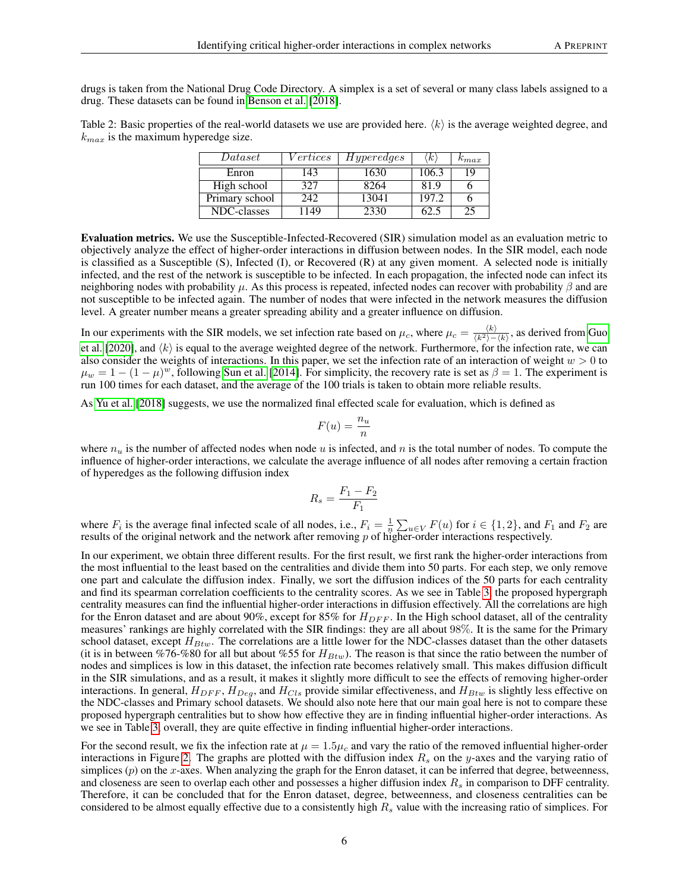drugs is taken from the National Drug Code Directory. A simplex is a set of several or many class labels assigned to a drug. These datasets can be found in Benson et al. [2018].

Table 2: Basic properties of the real-world datasets we use are provided here. $\langle k \rangle$ is the average weighted degree, and $k_{max}$ is the maximum hyperedge size.

| $Dataset$ | $Vertices$ | $Hyperedges$ | $\langle k \rangle$ | $k_{max}$ |
|---|---|---|---|---|
| Enron | 143 | 1630 | 106.3 | 19 |
| High school | 327 | 8264 | 81.9 | 6 |
| Primary school | 242 | 13041 | 197.2 | 6 |
| NDC-classes | 1149 | 2330 | 62.5 | 25 |

**Evaluation metrics.** We use the Susceptible-Infected-Recovered (SIR) simulation model as an evaluation metric to objectively analyze the effect of higher-order interactions in diffusion between nodes. In the SIR model, each node is classified as a Susceptible (S), Infected (I), or Recovered (R) at any given moment. A selected node is initially infected, and the rest of the network is susceptible to be infected. In each propagation, the infected node can infect its neighboring nodes with probability $\mu$. As this process is repeated, infected nodes can recover with probability $\beta$ and are not susceptible to be infected again. The number of nodes that were infected in the network measures the diffusion level. A greater number means a greater spreading ability and a greater influence on diffusion.

In our experiments with the SIR models, we set infection rate based on $\mu_c$, where $\mu_c = \frac{\langle k \rangle}{\langle k^2 \rangle - \langle k \rangle}$, as derived from Guo et al. [2020], and $\langle k \rangle$ is equal to the average weighted degree of the network. Furthermore, for the infection rate, we can also consider the weights of interactions. In this paper, we set the infection rate of an interaction of weight $w > 0$ to $\mu_w = 1 - (1 - \mu)^w$, following Sun et al. [2014]. For simplicity, the recovery rate is set as $\beta = 1$. The experiment is run 100 times for each dataset, and the average of the 100 trials is taken to obtain more reliable results.

As Yu et al. [2018] suggests, we use the normalized final effected scale for evaluation, which is defined as

$$F(u) = \frac{n_u}{n}$$

where $n_u$ is the number of affected nodes when node $u$ is infected, and $n$ is the total number of nodes. To compute the influence of higher-order interactions, we calculate the average influence of all nodes after removing a certain fraction of hyperedges as the following diffusion index

$$R_s = \frac{F_1 - F_2}{F_1}$$

where $F_i$ is the average final infected scale of all nodes, i.e., $F_i = \frac{1}{n} \sum_{u \in V} F(u)$ for $i \in \{1, 2\}$, and $F_1$ and $F_2$ are results of the original network and the network after removing $p$ of higher-order interactions respectively.

In our experiment, we obtain three different results. For the first result, we first rank the higher-order interactions from the most influential to the least based on the centralities and divide them into 50 parts. For each step, we only remove one part and calculate the diffusion index. Finally, we sort the diffusion indices of the 50 parts for each centrality and find its spearman correlation coefficients to the centrality scores. As we see in Table 3, the proposed hypergraph centrality measures can find the influential higher-order interactions in diffusion effectively. All the correlations are high for the Enron dataset and are about 90%, except for 85% for $H_{DFF}$. In the High school dataset, all of the centrality measures' rankings are highly correlated with the SIR findings: they are all about 98%. It is the same for the Primary school dataset, except $H_{Btw}$. The correlations are a little lower for the NDC-classes dataset than the other datasets (it is in between %76-%80 for all but about %55 for $H_{Btw}$). The reason is that since the ratio between the number of nodes and simplices is low in this dataset, the infection rate becomes relatively small. This makes diffusion difficult in the SIR simulations, and as a result, it makes it slightly more difficult to see the effects of removing higher-order interactions. In general, $H_{DFF}$, $H_{Deg}$, and $H_{Cls}$ provide similar effectiveness, and $H_{Btw}$ is slightly less effective on the NDC-classes and Primary school datasets. We should also note here that our main goal here is not to compare these proposed hypergraph centralities but to show how effective they are in finding influential higher-order interactions. As we see in Table 3, overall, they are quite effective in finding influential higher-order interactions.

For the second result, we fix the infection rate at $\mu = 1.5\mu_c$ and vary the ratio of the removed influential higher-order interactions in Figure 2. The graphs are plotted with the diffusion index $R_s$ on the $y$-axes and the varying ratio of simplices ($p$) on the $x$-axes. When analyzing the graph for the Enron dataset, it can be inferred that degree, betweenness, and closeness are seen to overlap each other and possesses a higher diffusion index $R_s$ in comparison to DFF centrality. Therefore, it can be concluded that for the Enron dataset, degree, betweenness, and closeness centralities can be considered to be almost equally effective due to a consistently high $R_s$ value with the increasing ratio of simplices. For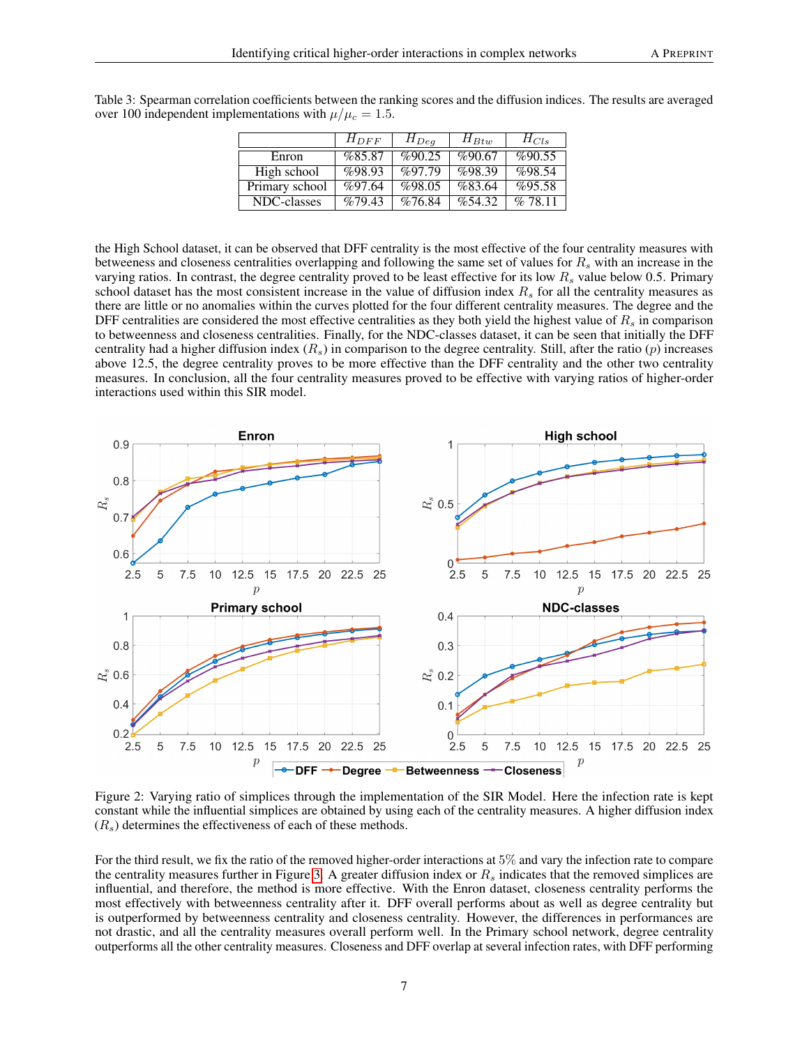Table 3: Spearman correlation coefficients between the ranking scores and the diffusion indices. The results are averaged over 100 independent implementations with $\mu/\mu_c = 1.5$.

| | $H_{DFF}$ | $H_{Deg}$ | $H_{Btw}$ | $H_{Cls}$ |
|---|---|---|---|---|
| Enron | %85.87 | %90.25 | %90.67 | %90.55 |
| High school | %98.93 | %97.79 | %98.39 | %98.54 |
| Primary school | %97.64 | %98.05 | %83.64 | %95.58 |
| NDC-classes | %79.43 | %76.84 | %54.32 | % 78.11 |

the High School dataset, it can be observed that DFF centrality is the most effective of the four centrality measures with betweeness and closeness centralities overlapping and following the same set of values for $R_s$ with an increase in the varying ratios. In contrast, the degree centrality proved to be least effective for its low $R_s$ value below 0.5. Primary school dataset has the most consistent increase in the value of diffusion index $R_s$ for all the centrality measures as there are little or no anomalies within the curves plotted for the four different centrality measures. The degree and the DFF centralities are considered the most effective centralities as they both yield the highest value of $R_s$ in comparison to betweenness and closeness centralities. Finally, for the NDC-classes dataset, it can be seen that initially the DFF centrality had a higher diffusion index ($R_s$) in comparison to the degree centrality. Still, after the ratio ($p$) increases above 12.5, the degree centrality proves to be more effective than the DFF centrality and the other two centrality measures. In conclusion, all the four centrality measures proved to be effective with varying ratios of higher-order interactions used within this SIR model.

Figure 2: Varying ratio of simplices through the implementation of the SIR Model. Here the infection rate is kept constant while the influential simplices are obtained by using each of the centrality measures. A higher diffusion index ($R_s$) determines the effectiveness of each of these methods.

For the third result, we fix the ratio of the removed higher-order interactions at $5\%$ and vary the infection rate to compare the centrality measures further in Figure 3. A greater diffusion index or $R_s$ indicates that the removed simplices are influential, and therefore, the method is more effective. With the Enron dataset, closeness centrality performs the most effectively with betweenness centrality after it. DFF overall performs about as well as degree centrality but is outperformed by betweenness centrality and closeness centrality. However, the differences in performances are not drastic, and all the centrality measures overall perform well. In the Primary school network, degree centrality outperforms all the other centrality measures. Closeness and DFF overlap at several infection rates, with DFF performing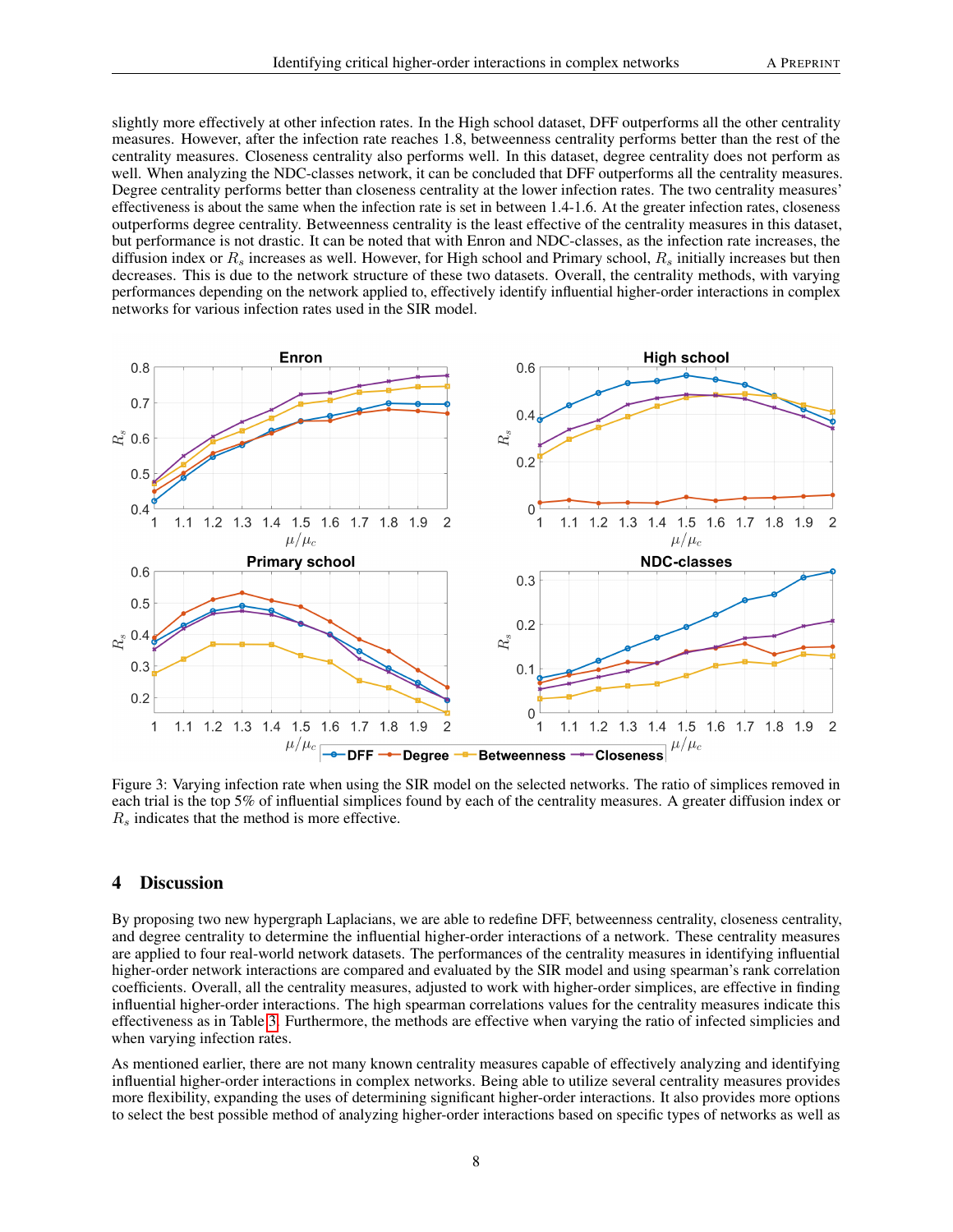slightly more effectively at other infection rates. In the High school dataset, DFF outperforms all the other centrality measures. However, after the infection rate reaches 1.8, betweenness centrality performs better than the rest of the centrality measures. Closeness centrality also performs well. In this dataset, degree centrality does not perform as well. When analyzing the NDC-classes network, it can be concluded that DFF outperforms all the centrality measures. Degree centrality performs better than closeness centrality at the lower infection rates. The two centrality measures' effectiveness is about the same when the infection rate is set in between 1.4-1.6. At the greater infection rates, closeness outperforms degree centrality. Betweenness centrality is the least effective of the centrality measures in this dataset, but performance is not drastic. It can be noted that with Enron and NDC-classes, as the infection rate increases, the diffusion index or $R_s$ increases as well. However, for High school and Primary school, $R_s$ initially increases but then decreases. This is due to the network structure of these two datasets. Overall, the centrality methods, with varying performances depending on the network applied to, effectively identify influential higher-order interactions in complex networks for various infection rates used in the SIR model.

Figure 3: Varying infection rate when using the SIR model on the selected networks. The ratio of simplices removed in each trial is the top 5% of influential simplices found by each of the centrality measures. A greater diffusion index or $R_s$ indicates that the method is more effective.

## 4 Discussion

By proposing two new hypergraph Laplacians, we are able to redefine DFF, betweenness centrality, closeness centrality, and degree centrality to determine the influential higher-order interactions of a network. These centrality measures are applied to four real-world network datasets. The performances of the centrality measures in identifying influential higher-order network interactions are compared and evaluated by the SIR model and using spearman's rank correlation coefficients. Overall, all the centrality measures, adjusted to work with higher-order simplices, are effective in finding influential higher-order interactions. The high spearman correlations values for the centrality measures indicate this effectiveness as in Table 3. Furthermore, the methods are effective when varying the ratio of infected simplicies and when varying infection rates.

As mentioned earlier, there are not many known centrality measures capable of effectively analyzing and identifying influential higher-order interactions in complex networks. Being able to utilize several centrality measures provides more flexibility, expanding the uses of determining significant higher-order interactions. It also provides more options to select the best possible method of analyzing higher-order interactions based on specific types of networks as well as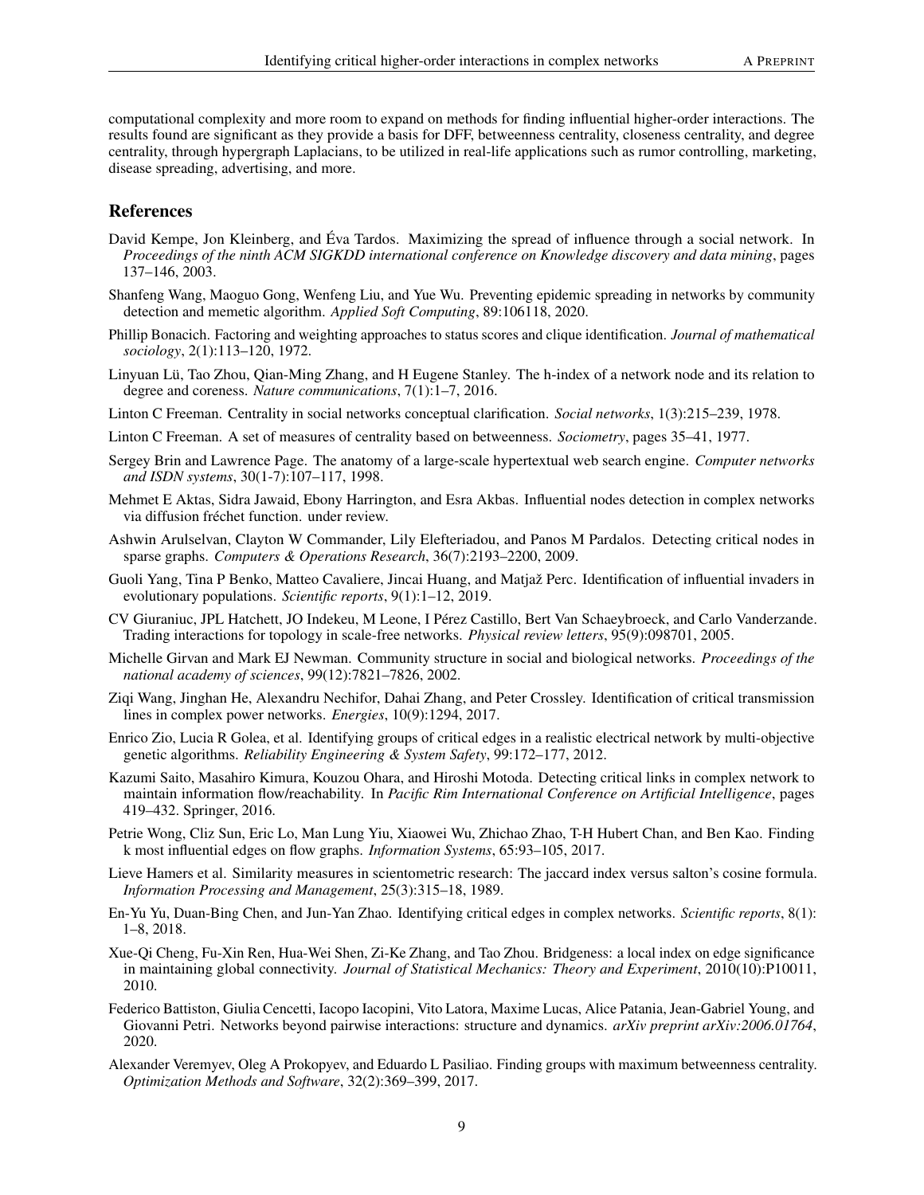computational complexity and more room to expand on methods for finding influential higher-order interactions. The results found are significant as they provide a basis for DFF, betweenness centrality, closeness centrality, and degree centrality, through hypergraph Laplacians, to be utilized in real-life applications such as rumor controlling, marketing, disease spreading, advertising, and more.

## References

David Kempe, Jon Kleinberg, and Éva Tardos. Maximizing the spread of influence through a social network. In *Proceedings of the ninth ACM SIGKDD international conference on Knowledge discovery and data mining*, pages 137–146, 2003.

Shanfeng Wang, Maoguo Gong, Wenfeng Liu, and Yue Wu. Preventing epidemic spreading in networks by community detection and memetic algorithm. *Applied Soft Computing*, 89:106118, 2020.

Phillip Bonacich. Factoring and weighting approaches to status scores and clique identification. *Journal of mathematical sociology*, 2(1):113–120, 1972.

Linyuan Lü, Tao Zhou, Qian-Ming Zhang, and H Eugene Stanley. The h-index of a network node and its relation to degree and coreness. *Nature communications*, 7(1):1–7, 2016.

Linton C Freeman. Centrality in social networks conceptual clarification. *Social networks*, 1(3):215–239, 1978.

Linton C Freeman. A set of measures of centrality based on betweenness. *Sociometry*, pages 35–41, 1977.

Sergey Brin and Lawrence Page. The anatomy of a large-scale hypertextual web search engine. *Computer networks and ISDN systems*, 30(1-7):107–117, 1998.

Mehmet E Aktas, Sidra Jawaid, Ebony Harrington, and Esra Akbas. Influential nodes detection in complex networks via diffusion fréchet function. under review.

Ashwin Arulselvan, Clayton W Commander, Lily Elefteriadou, and Panos M Pardalos. Detecting critical nodes in sparse graphs. *Computers & Operations Research*, 36(7):2193–2200, 2009.

Guoli Yang, Tina P Benko, Matteo Cavaliere, Jincai Huang, and Matjaž Perc. Identification of influential invaders in evolutionary populations. *Scientific reports*, 9(1):1–12, 2019.

CV Giuraniuc, JPL Hatchett, JO Indekeu, M Leone, I Pérez Castillo, Bert Van Schaeybroeck, and Carlo Vanderzande. Trading interactions for topology in scale-free networks. *Physical review letters*, 95(9):098701, 2005.

Michelle Girvan and Mark EJ Newman. Community structure in social and biological networks. *Proceedings of the national academy of sciences*, 99(12):7821–7826, 2002.

Ziqi Wang, Jinghan He, Alexandru Nechifor, Dahai Zhang, and Peter Crossley. Identification of critical transmission lines in complex power networks. *Energies*, 10(9):1294, 2017.

Enrico Zio, Lucia R Golea, et al. Identifying groups of critical edges in a realistic electrical network by multi-objective genetic algorithms. *Reliability Engineering & System Safety*, 99:172–177, 2012.

Kazumi Saito, Masahiro Kimura, Kouzou Ohara, and Hiroshi Motoda. Detecting critical links in complex network to maintain information flow/reachability. In *Pacific Rim International Conference on Artificial Intelligence*, pages 419–432. Springer, 2016.

Petrie Wong, Cliz Sun, Eric Lo, Man Lung Yiu, Xiaowei Wu, Zhichao Zhao, T-H Hubert Chan, and Ben Kao. Finding k most influential edges on flow graphs. *Information Systems*, 65:93–105, 2017.

Lieve Hamers et al. Similarity measures in scientometric research: The jaccard index versus salton's cosine formula. *Information Processing and Management*, 25(3):315–18, 1989.

En-Yu Yu, Duan-Bing Chen, and Jun-Yan Zhao. Identifying critical edges in complex networks. *Scientific reports*, 8(1): 1–8, 2018.

Xue-Qi Cheng, Fu-Xin Ren, Hua-Wei Shen, Zi-Ke Zhang, and Tao Zhou. Bridgeness: a local index on edge significance in maintaining global connectivity. *Journal of Statistical Mechanics: Theory and Experiment*, 2010(10):P10011, 2010.

Federico Battiston, Giulia Cencetti, Iacopo Iacopini, Vito Latora, Maxime Lucas, Alice Patania, Jean-Gabriel Young, and Giovanni Petri. Networks beyond pairwise interactions: structure and dynamics. *arXiv preprint arXiv:2006.01764*, 2020.

Alexander Veremyev, Oleg A Prokopyev, and Eduardo L Pasiliao. Finding groups with maximum betweenness centrality. *Optimization Methods and Software*, 32(2):369–399, 2017.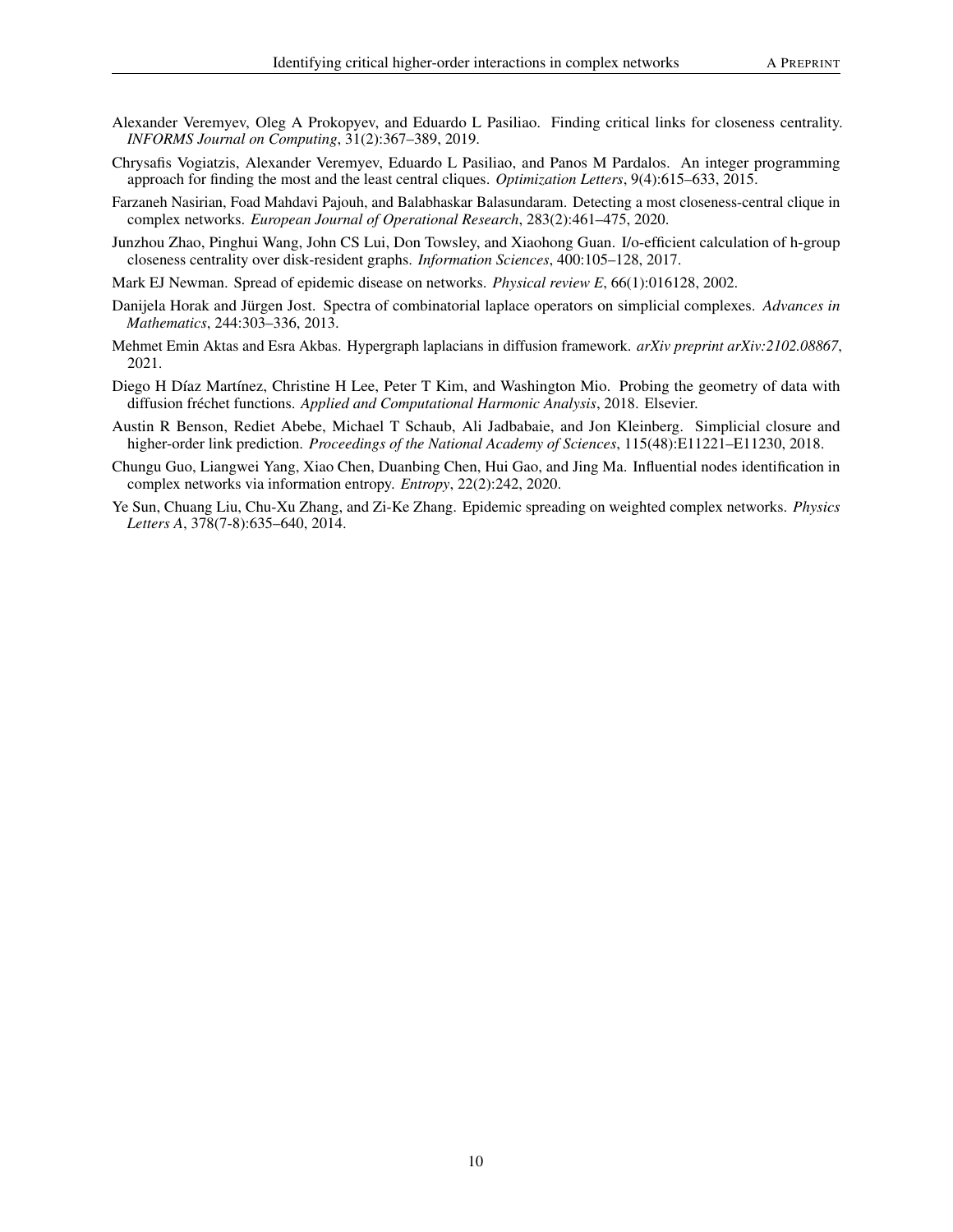Alexander Veremyev, Oleg A Prokopyev, and Eduardo L Pasiliao. Finding critical links for closeness centrality. *INFORMS Journal on Computing*, 31(2):367–389, 2019.

Chrysafis Vogiatzis, Alexander Veremyev, Eduardo L Pasiliao, and Panos M Pardalos. An integer programming approach for finding the most and the least central cliques. *Optimization Letters*, 9(4):615–633, 2015.

Farzaneh Nasirian, Foad Mahdavi Pajouh, and Balabhaskar Balasundaram. Detecting a most closeness-central clique in complex networks. *European Journal of Operational Research*, 283(2):461–475, 2020.

Junzhou Zhao, Pinghui Wang, John CS Lui, Don Towsley, and Xiaohong Guan. I/o-efficient calculation of h-group closeness centrality over disk-resident graphs. *Information Sciences*, 400:105–128, 2017.

Mark EJ Newman. Spread of epidemic disease on networks. *Physical review E*, 66(1):016128, 2002.

Danijela Horak and Jürgen Jost. Spectra of combinatorial laplace operators on simplicial complexes. *Advances in Mathematics*, 244:303–336, 2013.

Mehmet Emin Aktas and Esra Akbas. Hypergraph laplacians in diffusion framework. *arXiv preprint arXiv:2102.08867*, 2021.

Diego H Díaz Martínez, Christine H Lee, Peter T Kim, and Washington Mio. Probing the geometry of data with diffusion fréchet functions. *Applied and Computational Harmonic Analysis*, 2018. Elsevier.

Austin R Benson, Rediet Abebe, Michael T Schaub, Ali Jadbabaie, and Jon Kleinberg. Simplicial closure and higher-order link prediction. *Proceedings of the National Academy of Sciences*, 115(48):E11221–E11230, 2018.

Chungu Guo, Liangwei Yang, Xiao Chen, Duanbing Chen, Hui Gao, and Jing Ma. Influential nodes identification in complex networks via information entropy. *Entropy*, 22(2):242, 2020.

Ye Sun, Chuang Liu, Chu-Xu Zhang, and Zi-Ke Zhang. Epidemic spreading on weighted complex networks. *Physics Letters A*, 378(7-8):635–640, 2014.